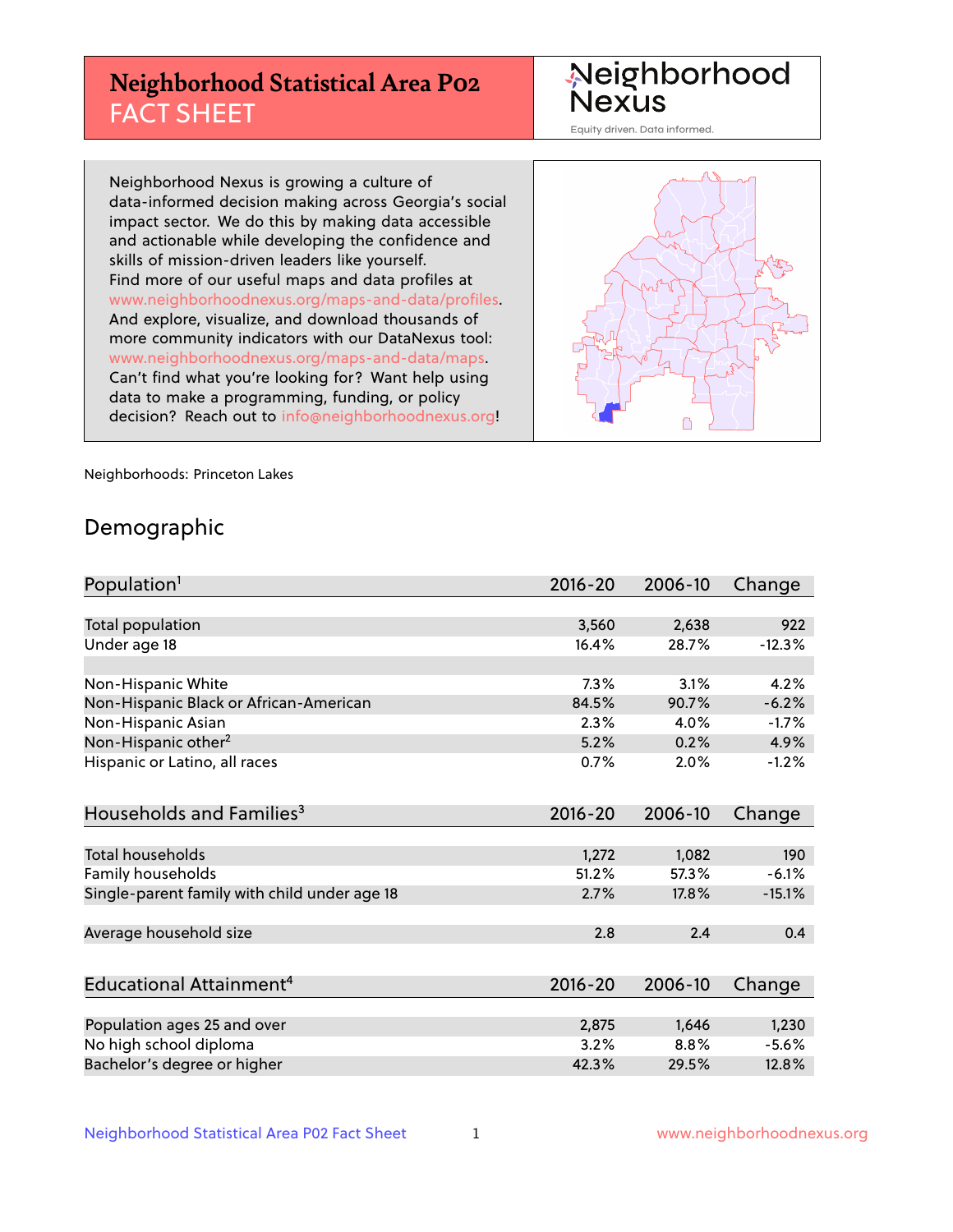# Neighborhood Statistical Area P02 FACT SHEET

Neighborhood Nexus

Equity driven. Data informed.

Neighborhood Nexus is growing a culture of data-informed decision making across Georgia's social impact sector. We do this by making data accessible and actionable while developing the confidence and skills of mission-driven leaders like yourself. Find more of our useful maps and data profiles at www.neighborhoodnexus.org/maps-and-data/profiles. And explore, visualize, and download thousands of more community indicators with our DataNexus tool: www.neighborhoodnexus.org/maps-and-data/maps. Can't find what you're looking for? Want help using data to make a programming, funding, or policy decision? Reach out to info@neighborhoodnexus.org!

Neighborhoods: Princeton Lakes

## Demographic

| Population[1] | 2016-20 | 2006-10 | Change |
|---|---|---|---|
| Total population | 3,560 | 2,638 | 922 |
| Under age 18 | 16.4% | 28.7% | -12.3% |
| | | | |
| Non-Hispanic White | 7.3% | 3.1% | 4.2% |
| Non-Hispanic Black or African-American | 84.5% | 90.7% | -6.2% |
| Non-Hispanic Asian | 2.3% | 4.0% | -1.7% |
| Non-Hispanic other[2] | 5.2% | 0.2% | 4.9% |
| Hispanic or Latino, all races | 0.7% | 2.0% | -1.2% |

| Households and Families[3] | 2016-20 | 2006-10 | Change |
|---|---|---|---|
| Total households | 1,272 | 1,082 | 190 |
| Family households | 51.2% | 57.3% | -6.1% |
| Single-parent family with child under age 18 | 2.7% | 17.8% | -15.1% |
| | | | |
| Average household size | 2.8 | 2.4 | 0.4 |

| Educational Attainment[4] | 2016-20 | 2006-10 | Change |
|---|---|---|---|
| Population ages 25 and over | 2,875 | 1,646 | 1,230 |
| No high school diploma | 3.2% | 8.8% | -5.6% |
| Bachelor's degree or higher | 42.3% | 29.5% | 12.8% |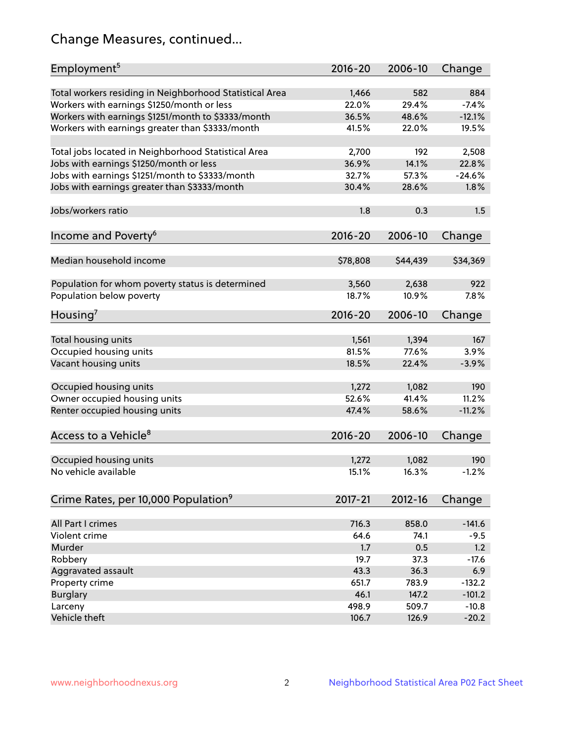# Change Measures, continued...

| Employment[5] | 2016-20 | 2006-10 | Change |
|---|---|---|---|
| Total workers residing in Neighborhood Statistical Area | 1,466 | 582 | 884 |
| Workers with earnings $1250/month or less | 22.0% | 29.4% | -7.4% |
| Workers with earnings $1251/month to $3333/month | 36.5% | 48.6% | -12.1% |
| Workers with earnings greater than $3333/month | 41.5% | 22.0% | 19.5% |
| | | | |
| Total jobs located in Neighborhood Statistical Area | 2,700 | 192 | 2,508 |
| Jobs with earnings $1250/month or less | 36.9% | 14.1% | 22.8% |
| Jobs with earnings $1251/month to $3333/month | 32.7% | 57.3% | -24.6% |
| Jobs with earnings greater than $3333/month | 30.4% | 28.6% | 1.8% |
| | | | |
| Jobs/workers ratio | 1.8 | 0.3 | 1.5 |

| Income and Poverty[6] | 2016-20 | 2006-10 | Change |
|---|---|---|---|
| Median household income | $78,808 | $44,439 | $34,369 |
| | | | |
| Population for whom poverty status is determined | 3,560 | 2,638 | 922 |
| Population below poverty | 18.7% | 10.9% | 7.8% |

| Housing[7] | 2016-20 | 2006-10 | Change |
|---|---|---|---|
| Total housing units | 1,561 | 1,394 | 167 |
| Occupied housing units | 81.5% | 77.6% | 3.9% |
| Vacant housing units | 18.5% | 22.4% | -3.9% |
| | | | |
| Occupied housing units | 1,272 | 1,082 | 190 |
| Owner occupied housing units | 52.6% | 41.4% | 11.2% |
| Renter occupied housing units | 47.4% | 58.6% | -11.2% |

| Access to a Vehicle[8] | 2016-20 | 2006-10 | Change |
|---|---|---|---|
| Occupied housing units | 1,272 | 1,082 | 190 |
| No vehicle available | 15.1% | 16.3% | -1.2% |

| Crime Rates, per 10,000 Population[9] | 2017-21 | 2012-16 | Change |
|---|---|---|---|
| All Part I crimes | 716.3 | 858.0 | -141.6 |
| Violent crime | 64.6 | 74.1 | -9.5 |
| Murder | 1.7 | 0.5 | 1.2 |
| Robbery | 19.7 | 37.3 | -17.6 |
| Aggravated assault | 43.3 | 36.3 | 6.9 |
| Property crime | 651.7 | 783.9 | -132.2 |
| Burglary | 46.1 | 147.2 | -101.2 |
| Larceny | 498.9 | 509.7 | -10.8 |
| Vehicle theft | 106.7 | 126.9 | -20.2 |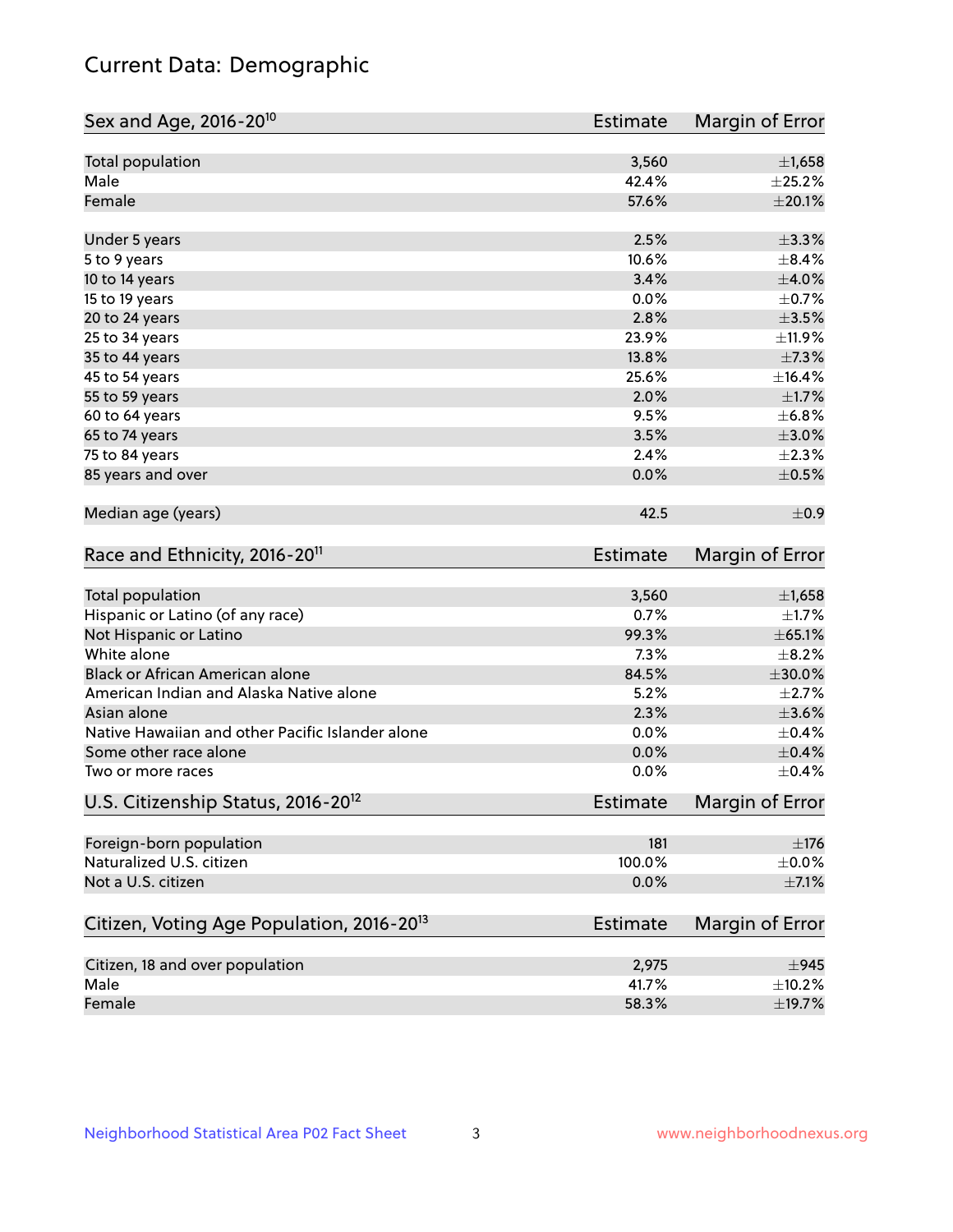# Current Data: Demographic

| Sex and Age, 2016-20[10] | Estimate | Margin of Error |
|---|---|---|
| Total population | 3,560 | ±1,658 |
| Male | 42.4% | ±25.2% |
| Female | 57.6% | ±20.1% |
| Under 5 years | 2.5% | ±3.3% |
| 5 to 9 years | 10.6% | ±8.4% |
| 10 to 14 years | 3.4% | ±4.0% |
| 15 to 19 years | 0.0% | ±0.7% |
| 20 to 24 years | 2.8% | ±3.5% |
| 25 to 34 years | 23.9% | ±11.9% |
| 35 to 44 years | 13.8% | ±7.3% |
| 45 to 54 years | 25.6% | ±16.4% |
| 55 to 59 years | 2.0% | ±1.7% |
| 60 to 64 years | 9.5% | ±6.8% |
| 65 to 74 years | 3.5% | ±3.0% |
| 75 to 84 years | 2.4% | ±2.3% |
| 85 years and over | 0.0% | ±0.5% |
| Median age (years) | 42.5 | ±0.9 |

| Race and Ethnicity, 2016-20[11] | Estimate | Margin of Error |
|---|---|---|
| Total population | 3,560 | ±1,658 |
| Hispanic or Latino (of any race) | 0.7% | ±1.7% |
| Not Hispanic or Latino | 99.3% | ±65.1% |
| White alone | 7.3% | ±8.2% |
| Black or African American alone | 84.5% | ±30.0% |
| American Indian and Alaska Native alone | 5.2% | ±2.7% |
| Asian alone | 2.3% | ±3.6% |
| Native Hawaiian and other Pacific Islander alone | 0.0% | ±0.4% |
| Some other race alone | 0.0% | ±0.4% |
| Two or more races | 0.0% | ±0.4% |

| U.S. Citizenship Status, 2016-20[12] | Estimate | Margin of Error |
|---|---|---|
| Foreign-born population | 181 | ±176 |
| Naturalized U.S. citizen | 100.0% | ±0.0% |
| Not a U.S. citizen | 0.0% | ±7.1% |

| Citizen, Voting Age Population, 2016-20[13] | Estimate | Margin of Error |
|---|---|---|
| Citizen, 18 and over population | 2,975 | ±945 |
| Male | 41.7% | ±10.2% |
| Female | 58.3% | ±19.7% |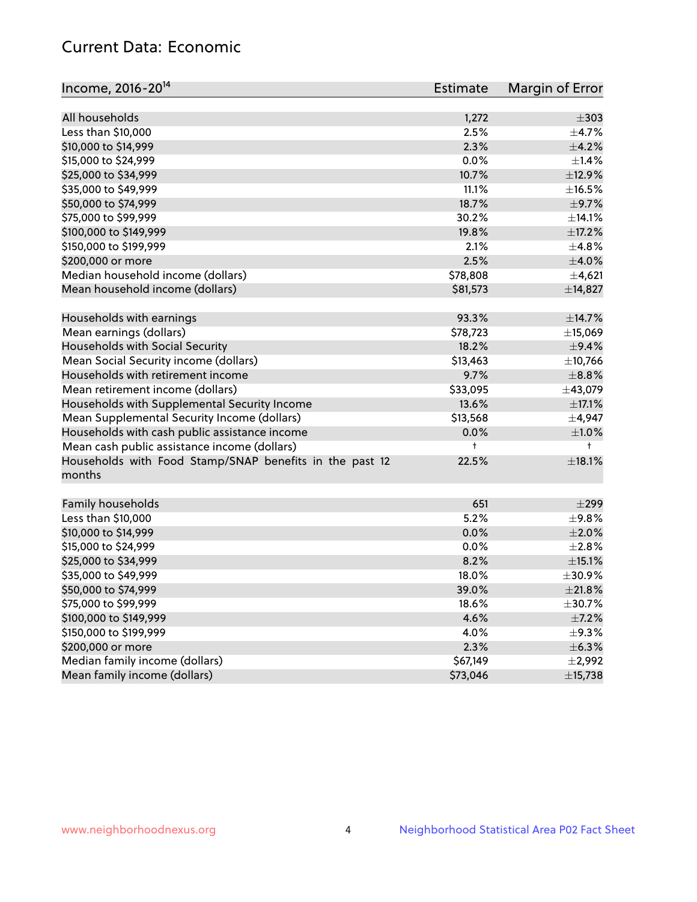## Current Data: Economic

| Income, 2016-20[14] | Estimate | Margin of Error |
|---|---|---|
| All households | 1,272 | ±303 |
| Less than $10,000 | 2.5% | ±4.7% |
| $10,000 to $14,999 | 2.3% | ±4.2% |
| $15,000 to $24,999 | 0.0% | ±1.4% |
| $25,000 to $34,999 | 10.7% | ±12.9% |
| $35,000 to $49,999 | 11.1% | ±16.5% |
| $50,000 to $74,999 | 18.7% | ±9.7% |
| $75,000 to $99,999 | 30.2% | ±14.1% |
| $100,000 to $149,999 | 19.8% | ±17.2% |
| $150,000 to $199,999 | 2.1% | ±4.8% |
| $200,000 or more | 2.5% | ±4.0% |
| Median household income (dollars) | $78,808 | ±4,621 |
| Mean household income (dollars) | $81,573 | ±14,827 |
| | | |
| Households with earnings | 93.3% | ±14.7% |
| Mean earnings (dollars) | $78,723 | ±15,069 |
| Households with Social Security | 18.2% | ±9.4% |
| Mean Social Security income (dollars) | $13,463 | ±10,766 |
| Households with retirement income | 9.7% | ±8.8% |
| Mean retirement income (dollars) | $33,095 | ±43,079 |
| Households with Supplemental Security Income | 13.6% | ±17.1% |
| Mean Supplemental Security Income (dollars) | $13,568 | ±4,947 |
| Households with cash public assistance income | 0.0% | ±1.0% |
| Mean cash public assistance income (dollars) | † | † |
| Households with Food Stamp/SNAP benefits in the past 12 months | 22.5% | ±18.1% |
| | | |
| Family households | 651 | ±299 |
| Less than $10,000 | 5.2% | ±9.8% |
| $10,000 to $14,999 | 0.0% | ±2.0% |
| $15,000 to $24,999 | 0.0% | ±2.8% |
| $25,000 to $34,999 | 8.2% | ±15.1% |
| $35,000 to $49,999 | 18.0% | ±30.9% |
| $50,000 to $74,999 | 39.0% | ±21.8% |
| $75,000 to $99,999 | 18.6% | ±30.7% |
| $100,000 to $149,999 | 4.6% | ±7.2% |
| $150,000 to $199,999 | 4.0% | ±9.3% |
| $200,000 or more | 2.3% | ±6.3% |
| Median family income (dollars) | $67,149 | ±2,992 |
| Mean family income (dollars) | $73,046 | ±15,738 |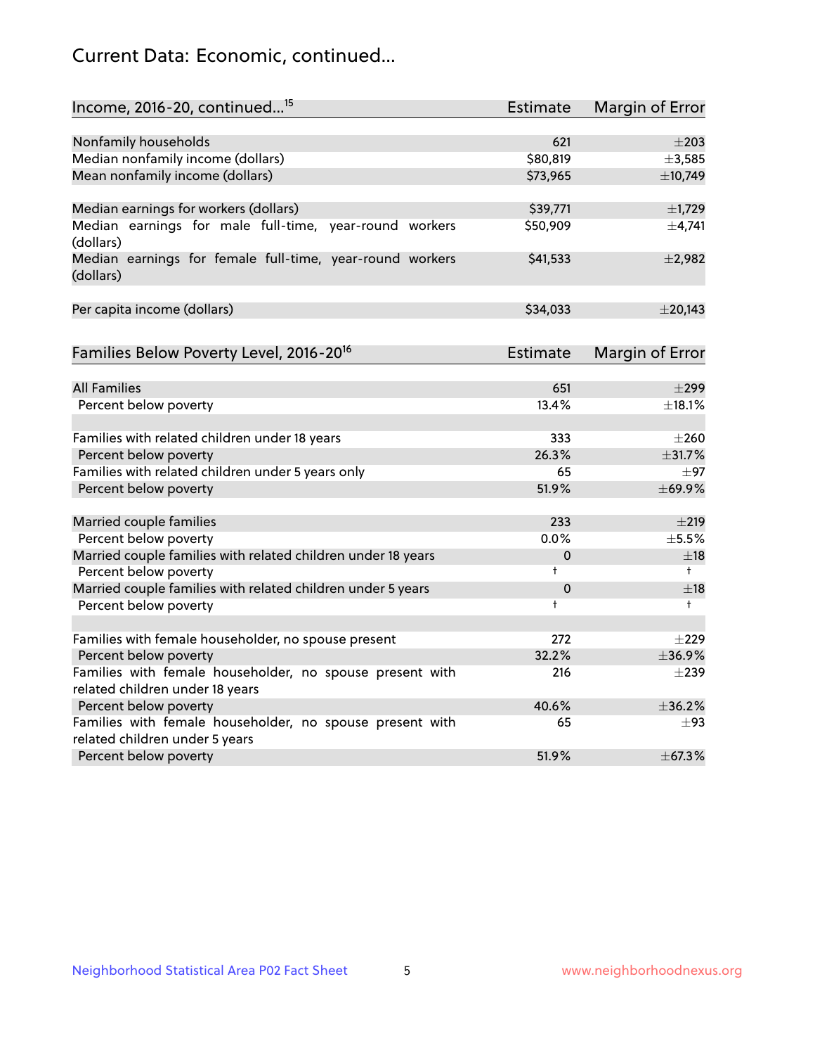# Current Data: Economic, continued...

| Income, 2016-20, continued...[15] | Estimate | Margin of Error |
|---|---|---|
| Nonfamily households | 621 | ±203 |
| Median nonfamily income (dollars) | $80,819 | ±3,585 |
| Mean nonfamily income (dollars) | $73,965 | ±10,749 |
| Median earnings for workers (dollars) | $39,771 | ±1,729 |
| Median earnings for male full-time, year-round workers (dollars) | $50,909 | ±4,741 |
| Median earnings for female full-time, year-round workers (dollars) | $41,533 | ±2,982 |
| Per capita income (dollars) | $34,033 | ±20,143 |

| Families Below Poverty Level, 2016-20[16] | Estimate | Margin of Error |
|---|---|---|
| All Families | 651 | ±299 |
| Percent below poverty | 13.4% | ±18.1% |
| Families with related children under 18 years | 333 | ±260 |
| Percent below poverty | 26.3% | ±31.7% |
| Families with related children under 5 years only | 65 | ±97 |
| Percent below poverty | 51.9% | ±69.9% |
| Married couple families | 233 | ±219 |
| Percent below poverty | 0.0% | ±5.5% |
| Married couple families with related children under 18 years | 0 | ±18 |
| Percent below poverty | † | † |
| Married couple families with related children under 5 years | 0 | ±18 |
| Percent below poverty | † | † |
| Families with female householder, no spouse present | 272 | ±229 |
| Percent below poverty | 32.2% | ±36.9% |
| Families with female householder, no spouse present with related children under 18 years | 216 | ±239 |
| Percent below poverty | 40.6% | ±36.2% |
| Families with female householder, no spouse present with related children under 5 years | 65 | ±93 |
| Percent below poverty | 51.9% | ±67.3% |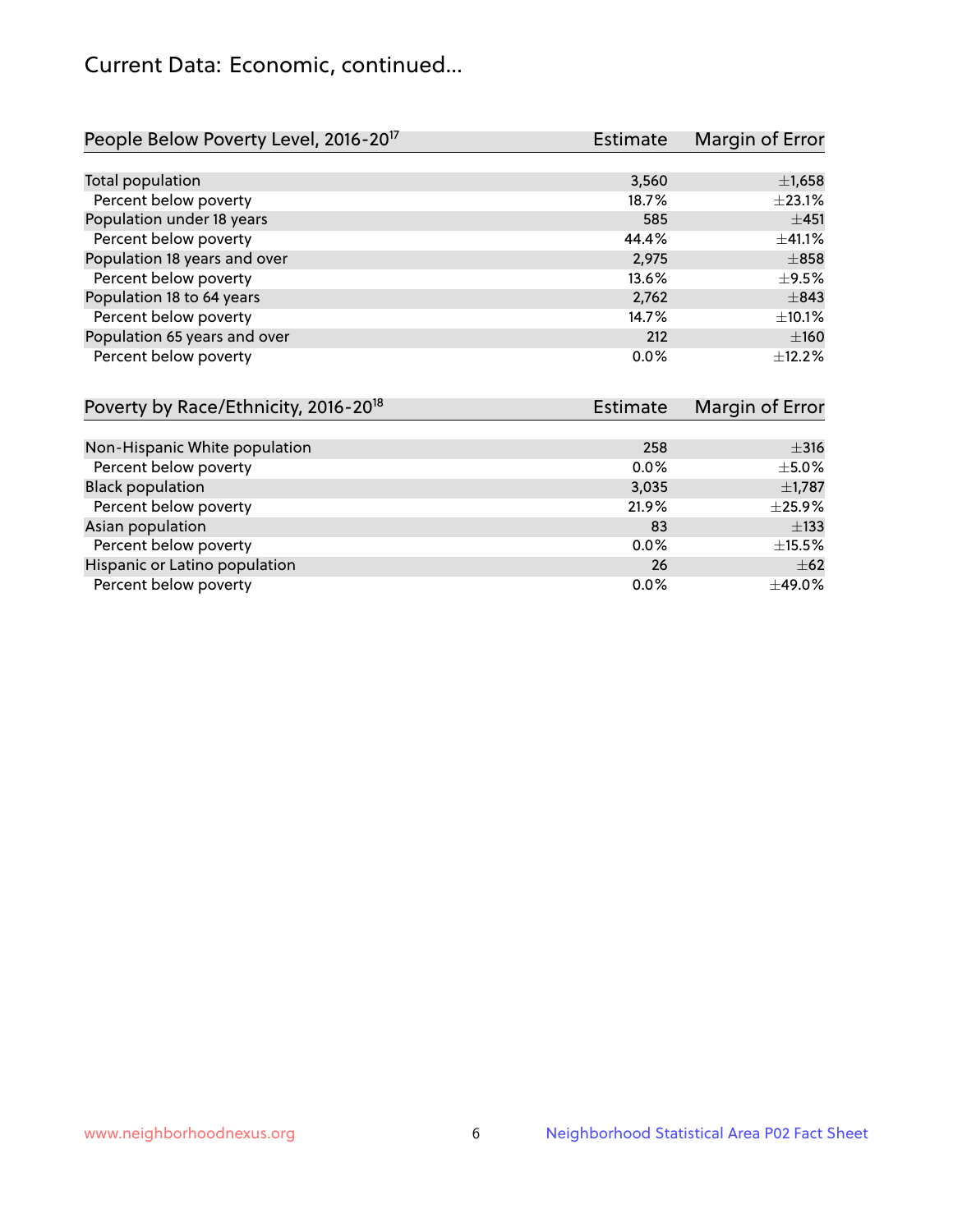## Current Data: Economic, continued...

| People Below Poverty Level, 2016-20[17] | Estimate | Margin of Error |
|---|---|---|
| Total population | 3,560 | ±1,658 |
| Percent below poverty | 18.7% | ±23.1% |
| Population under 18 years | 585 | ±451 |
| Percent below poverty | 44.4% | ±41.1% |
| Population 18 years and over | 2,975 | ±858 |
| Percent below poverty | 13.6% | ±9.5% |
| Population 18 to 64 years | 2,762 | ±843 |
| Percent below poverty | 14.7% | ±10.1% |
| Population 65 years and over | 212 | ±160 |
| Percent below poverty | 0.0% | ±12.2% |

| Poverty by Race/Ethnicity, 2016-20[18] | Estimate | Margin of Error |
|---|---|---|
| Non-Hispanic White population | 258 | ±316 |
| Percent below poverty | 0.0% | ±5.0% |
| Black population | 3,035 | ±1,787 |
| Percent below poverty | 21.9% | ±25.9% |
| Asian population | 83 | ±133 |
| Percent below poverty | 0.0% | ±15.5% |
| Hispanic or Latino population | 26 | ±62 |
| Percent below poverty | 0.0% | ±49.0% |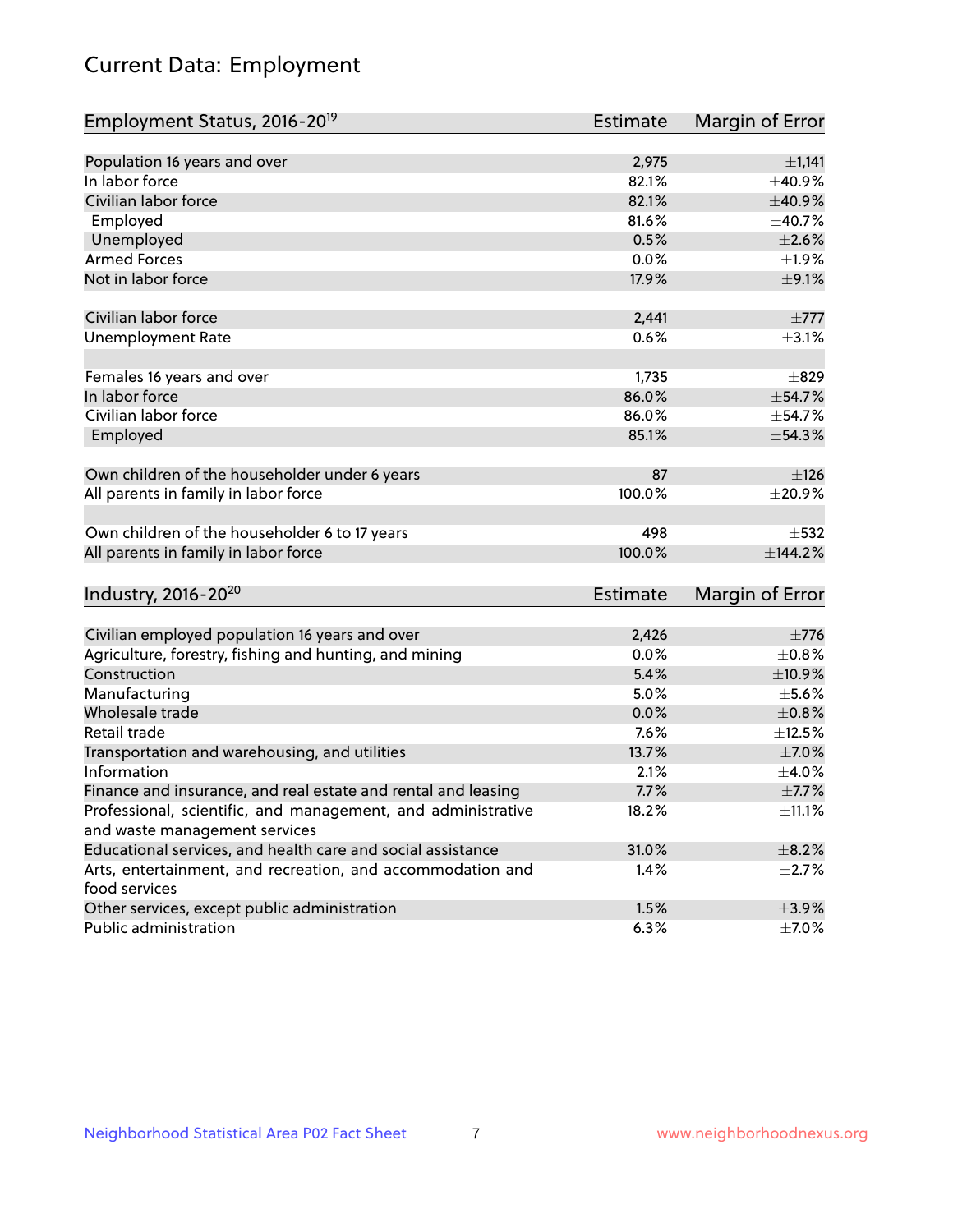# Current Data: Employment

| Employment Status, 2016-20[19] | Estimate | Margin of Error |
|---|---|---|
| Population 16 years and over | 2,975 | ±1,141 |
| In labor force | 82.1% | ±40.9% |
| Civilian labor force | 82.1% | ±40.9% |
| Employed | 81.6% | ±40.7% |
| Unemployed | 0.5% | ±2.6% |
| Armed Forces | 0.0% | ±1.9% |
| Not in labor force | 17.9% | ±9.1% |
| | | |
| Civilian labor force | 2,441 | ±777 |
| Unemployment Rate | 0.6% | ±3.1% |
| | | |
| Females 16 years and over | 1,735 | ±829 |
| In labor force | 86.0% | ±54.7% |
| Civilian labor force | 86.0% | ±54.7% |
| Employed | 85.1% | ±54.3% |
| | | |
| Own children of the householder under 6 years | 87 | ±126 |
| All parents in family in labor force | 100.0% | ±20.9% |
| | | |
| Own children of the householder 6 to 17 years | 498 | ±532 |
| All parents in family in labor force | 100.0% | ±144.2% |

| Industry, 2016-20[20] | Estimate | Margin of Error |
|---|---|---|
| Civilian employed population 16 years and over | 2,426 | ±776 |
| Agriculture, forestry, fishing and hunting, and mining | 0.0% | ±0.8% |
| Construction | 5.4% | ±10.9% |
| Manufacturing | 5.0% | ±5.6% |
| Wholesale trade | 0.0% | ±0.8% |
| Retail trade | 7.6% | ±12.5% |
| Transportation and warehousing, and utilities | 13.7% | ±7.0% |
| Information | 2.1% | ±4.0% |
| Finance and insurance, and real estate and rental and leasing | 7.7% | ±7.7% |
| Professional, scientific, and management, and administrative and waste management services | 18.2% | ±11.1% |
| Educational services, and health care and social assistance | 31.0% | ±8.2% |
| Arts, entertainment, and recreation, and accommodation and food services | 1.4% | ±2.7% |
| Other services, except public administration | 1.5% | ±3.9% |
| Public administration | 6.3% | ±7.0% |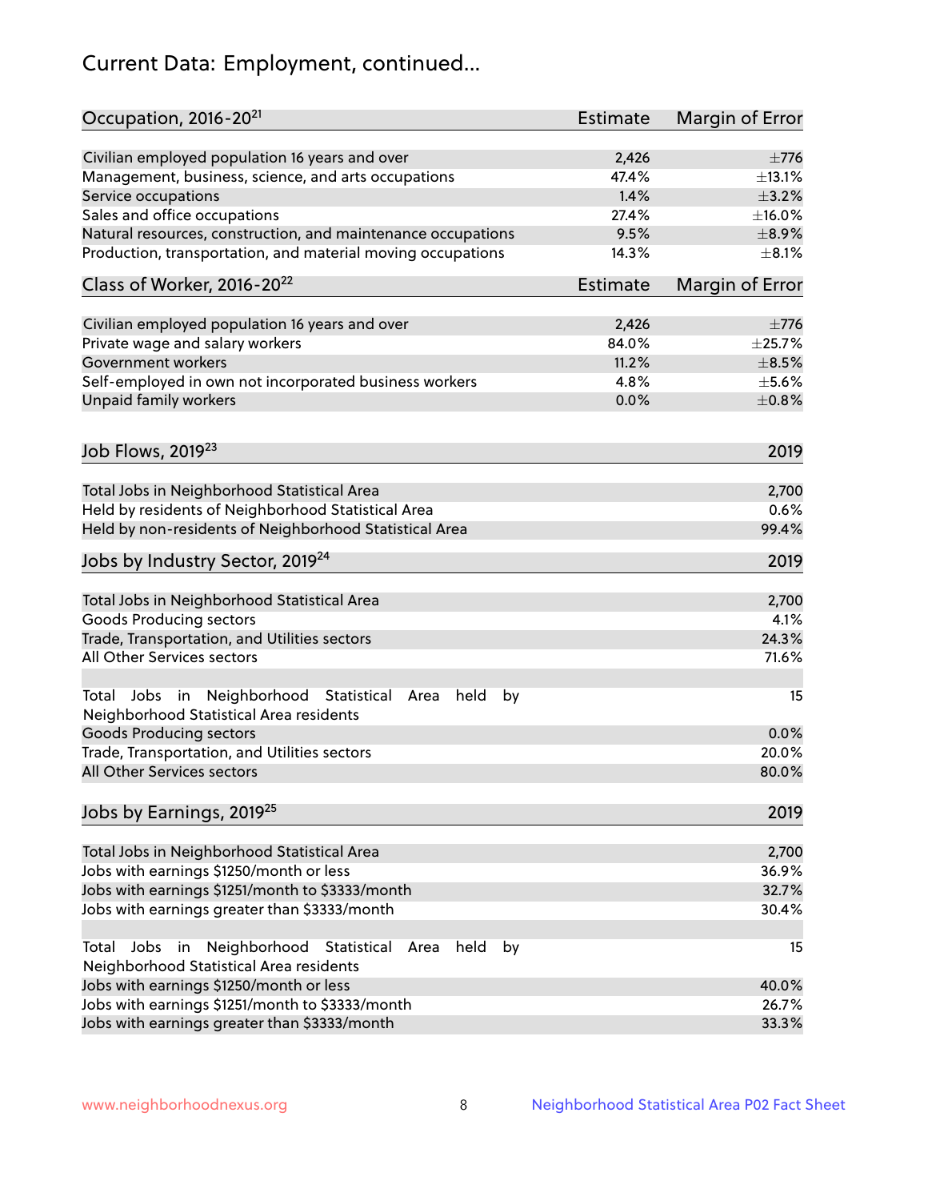# Current Data: Employment, continued...

| Occupation, 2016-20[21] | Estimate | Margin of Error |
|---|---|---|
| Civilian employed population 16 years and over | 2,426 | ±776 |
| Management, business, science, and arts occupations | 47.4% | ±13.1% |
| Service occupations | 1.4% | ±3.2% |
| Sales and office occupations | 27.4% | ±16.0% |
| Natural resources, construction, and maintenance occupations | 9.5% | ±8.9% |
| Production, transportation, and material moving occupations | 14.3% | ±8.1% |

| Class of Worker, 2016-20[22] | Estimate | Margin of Error |
|---|---|---|
| Civilian employed population 16 years and over | 2,426 | ±776 |
| Private wage and salary workers | 84.0% | ±25.7% |
| Government workers | 11.2% | ±8.5% |
| Self-employed in own not incorporated business workers | 4.8% | ±5.6% |
| Unpaid family workers | 0.0% | ±0.8% |

| Job Flows, 2019[23] | 2019 |
|---|---|
| Total Jobs in Neighborhood Statistical Area | 2,700 |
| Held by residents of Neighborhood Statistical Area | 0.6% |
| Held by non-residents of Neighborhood Statistical Area | 99.4% |

| Jobs by Industry Sector, 2019[24] | 2019 |
|---|---|
| Total Jobs in Neighborhood Statistical Area | 2,700 |
| Goods Producing sectors | 4.1% |
| Trade, Transportation, and Utilities sectors | 24.3% |
| All Other Services sectors | 71.6% |
| | |
| Total Jobs in Neighborhood Statistical Area held by Neighborhood Statistical Area residents | 15 |
| Goods Producing sectors | 0.0% |
| Trade, Transportation, and Utilities sectors | 20.0% |
| All Other Services sectors | 80.0% |

| Jobs by Earnings, 2019[25] | 2019 |
|---|---|
| Total Jobs in Neighborhood Statistical Area | 2,700 |
| Jobs with earnings $1250/month or less | 36.9% |
| Jobs with earnings $1251/month to $3333/month | 32.7% |
| Jobs with earnings greater than $3333/month | 30.4% |
| | |
| Total Jobs in Neighborhood Statistical Area held by Neighborhood Statistical Area residents | 15 |
| Jobs with earnings $1250/month or less | 40.0% |
| Jobs with earnings $1251/month to $3333/month | 26.7% |
| Jobs with earnings greater than $3333/month | 33.3% |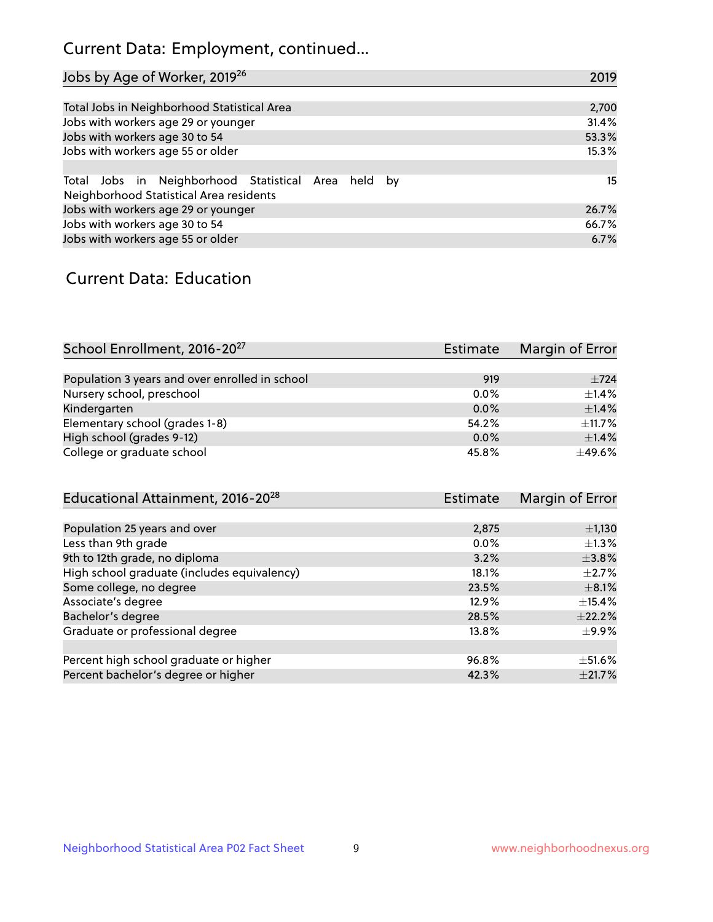# Current Data: Employment, continued...

| Jobs by Age of Worker, 2019[26] | 2019 |
| --- | --- |
| Total Jobs in Neighborhood Statistical Area | 2,700 |
| Jobs with workers age 29 or younger | 31.4% |
| Jobs with workers age 30 to 54 | 53.3% |
| Jobs with workers age 55 or older | 15.3% |
| | |
| Total Jobs in Neighborhood Statistical Area held by Neighborhood Statistical Area residents | 15 |
| Jobs with workers age 29 or younger | 26.7% |
| Jobs with workers age 30 to 54 | 66.7% |
| Jobs with workers age 55 or older | 6.7% |

# Current Data: Education

| School Enrollment, 2016-20[27] | Estimate | Margin of Error |
| --- | --- | --- |
| Population 3 years and over enrolled in school | 919 | ±724 |
| Nursery school, preschool | 0.0% | ±1.4% |
| Kindergarten | 0.0% | ±1.4% |
| Elementary school (grades 1-8) | 54.2% | ±11.7% |
| High school (grades 9-12) | 0.0% | ±1.4% |
| College or graduate school | 45.8% | ±49.6% |

| Educational Attainment, 2016-20[28] | Estimate | Margin of Error |
| --- | --- | --- |
| Population 25 years and over | 2,875 | ±1,130 |
| Less than 9th grade | 0.0% | ±1.3% |
| 9th to 12th grade, no diploma | 3.2% | ±3.8% |
| High school graduate (includes equivalency) | 18.1% | ±2.7% |
| Some college, no degree | 23.5% | ±8.1% |
| Associate's degree | 12.9% | ±15.4% |
| Bachelor's degree | 28.5% | ±22.2% |
| Graduate or professional degree | 13.8% | ±9.9% |
| | | |
| Percent high school graduate or higher | 96.8% | ±51.6% |
| Percent bachelor's degree or higher | 42.3% | ±21.7% |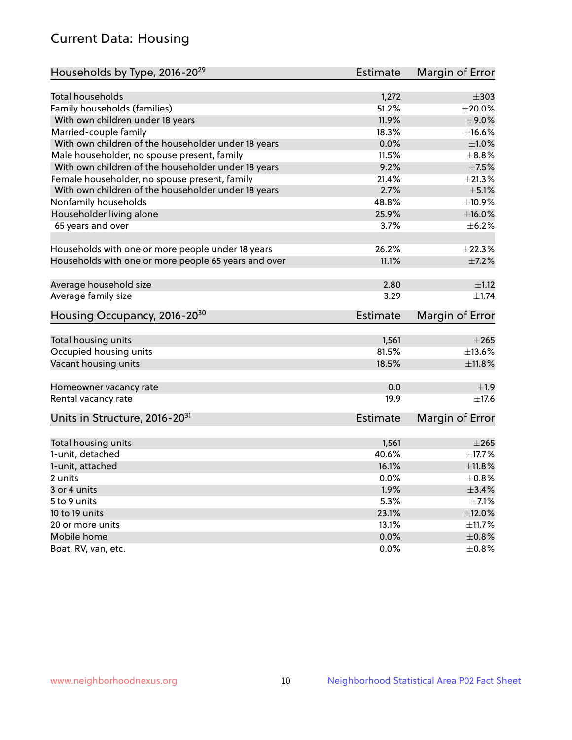# Current Data: Housing

| Households by Type, 2016-20[29] | Estimate | Margin of Error |
|---|---|---|
| Total households | 1,272 | ±303 |
| Family households (families) | 51.2% | ±20.0% |
| With own children under 18 years | 11.9% | ±9.0% |
| Married-couple family | 18.3% | ±16.6% |
| With own children of the householder under 18 years | 0.0% | ±1.0% |
| Male householder, no spouse present, family | 11.5% | ±8.8% |
| With own children of the householder under 18 years | 9.2% | ±7.5% |
| Female householder, no spouse present, family | 21.4% | ±21.3% |
| With own children of the householder under 18 years | 2.7% | ±5.1% |
| Nonfamily households | 48.8% | ±10.9% |
| Householder living alone | 25.9% | ±16.0% |
| 65 years and over | 3.7% | ±6.2% |
| Households with one or more people under 18 years | 26.2% | ±22.3% |
| Households with one or more people 65 years and over | 11.1% | ±7.2% |
| Average household size | 2.80 | ±1.12 |
| Average family size | 3.29 | ±1.74 |

| Housing Occupancy, 2016-20[30] | Estimate | Margin of Error |
|---|---|---|
| Total housing units | 1,561 | ±265 |
| Occupied housing units | 81.5% | ±13.6% |
| Vacant housing units | 18.5% | ±11.8% |
| Homeowner vacancy rate | 0.0 | ±1.9 |
| Rental vacancy rate | 19.9 | ±17.6 |

| Units in Structure, 2016-20[31] | Estimate | Margin of Error |
|---|---|---|
| Total housing units | 1,561 | ±265 |
| 1-unit, detached | 40.6% | ±17.7% |
| 1-unit, attached | 16.1% | ±11.8% |
| 2 units | 0.0% | ±0.8% |
| 3 or 4 units | 1.9% | ±3.4% |
| 5 to 9 units | 5.3% | ±7.1% |
| 10 to 19 units | 23.1% | ±12.0% |
| 20 or more units | 13.1% | ±11.7% |
| Mobile home | 0.0% | ±0.8% |
| Boat, RV, van, etc. | 0.0% | ±0.8% |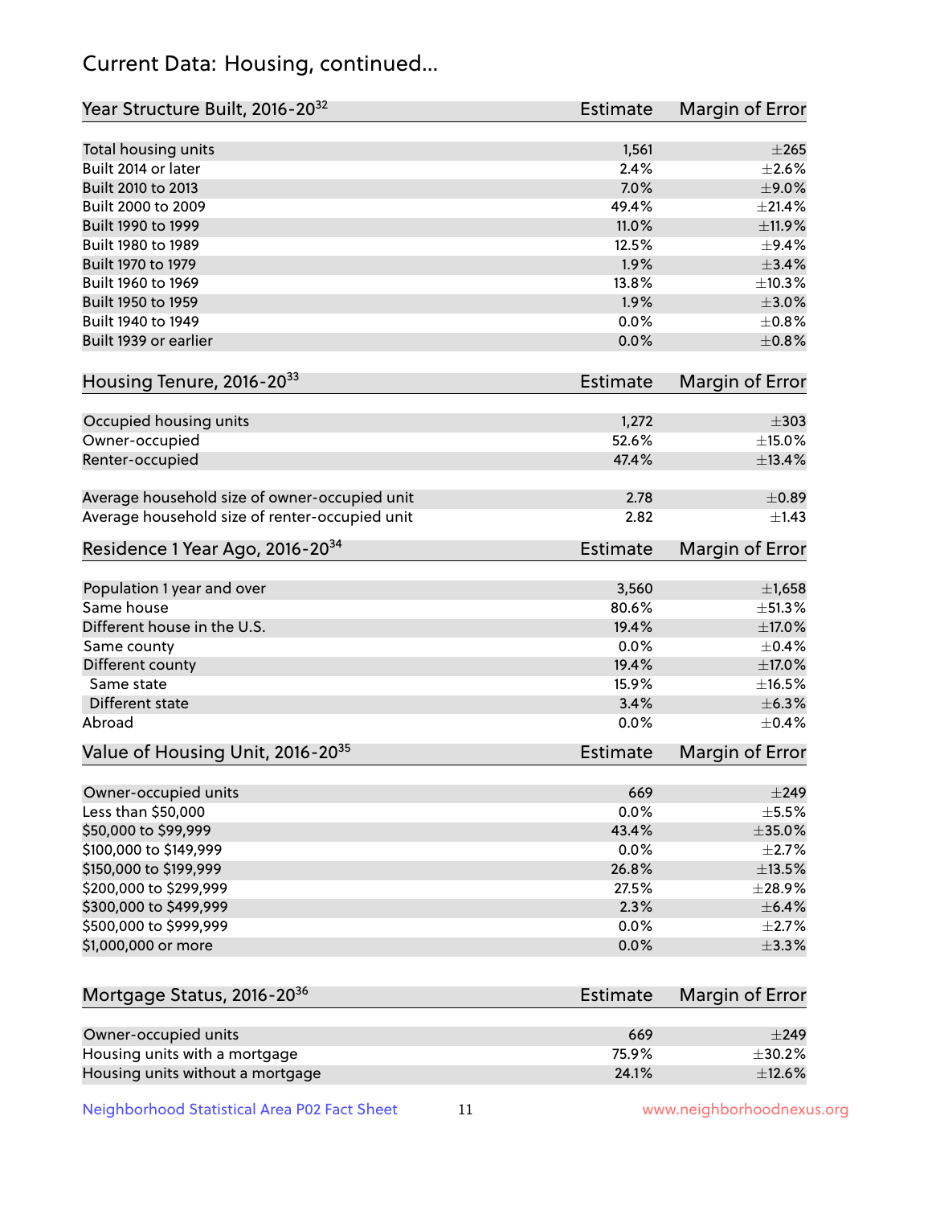## Current Data: Housing, continued...

| Year Structure Built, 2016-20[32] | Estimate | Margin of Error |
|---|---|---|
| Total housing units | 1,561 | ±265 |
| Built 2014 or later | 2.4% | ±2.6% |
| Built 2010 to 2013 | 7.0% | ±9.0% |
| Built 2000 to 2009 | 49.4% | ±21.4% |
| Built 1990 to 1999 | 11.0% | ±11.9% |
| Built 1980 to 1989 | 12.5% | ±9.4% |
| Built 1970 to 1979 | 1.9% | ±3.4% |
| Built 1960 to 1969 | 13.8% | ±10.3% |
| Built 1950 to 1959 | 1.9% | ±3.0% |
| Built 1940 to 1949 | 0.0% | ±0.8% |
| Built 1939 or earlier | 0.0% | ±0.8% |

| Housing Tenure, 2016-20[33] | Estimate | Margin of Error |
|---|---|---|
| Occupied housing units | 1,272 | ±303 |
| Owner-occupied | 52.6% | ±15.0% |
| Renter-occupied | 47.4% | ±13.4% |
| Average household size of owner-occupied unit | 2.78 | ±0.89 |
| Average household size of renter-occupied unit | 2.82 | ±1.43 |

| Residence 1 Year Ago, 2016-20[34] | Estimate | Margin of Error |
|---|---|---|
| Population 1 year and over | 3,560 | ±1,658 |
| Same house | 80.6% | ±51.3% |
| Different house in the U.S. | 19.4% | ±17.0% |
| Same county | 0.0% | ±0.4% |
| Different county | 19.4% | ±17.0% |
| Same state | 15.9% | ±16.5% |
| Different state | 3.4% | ±6.3% |
| Abroad | 0.0% | ±0.4% |

| Value of Housing Unit, 2016-20[35] | Estimate | Margin of Error |
|---|---|---|
| Owner-occupied units | 669 | ±249 |
| Less than $50,000 | 0.0% | ±5.5% |
| $50,000 to $99,999 | 43.4% | ±35.0% |
| $100,000 to $149,999 | 0.0% | ±2.7% |
| $150,000 to $199,999 | 26.8% | ±13.5% |
| $200,000 to $299,999 | 27.5% | ±28.9% |
| $300,000 to $499,999 | 2.3% | ±6.4% |
| $500,000 to $999,999 | 0.0% | ±2.7% |
| $1,000,000 or more | 0.0% | ±3.3% |

| Mortgage Status, 2016-20[36] | Estimate | Margin of Error |
|---|---|---|
| Owner-occupied units | 669 | ±249 |
| Housing units with a mortgage | 75.9% | ±30.2% |
| Housing units without a mortgage | 24.1% | ±12.6% |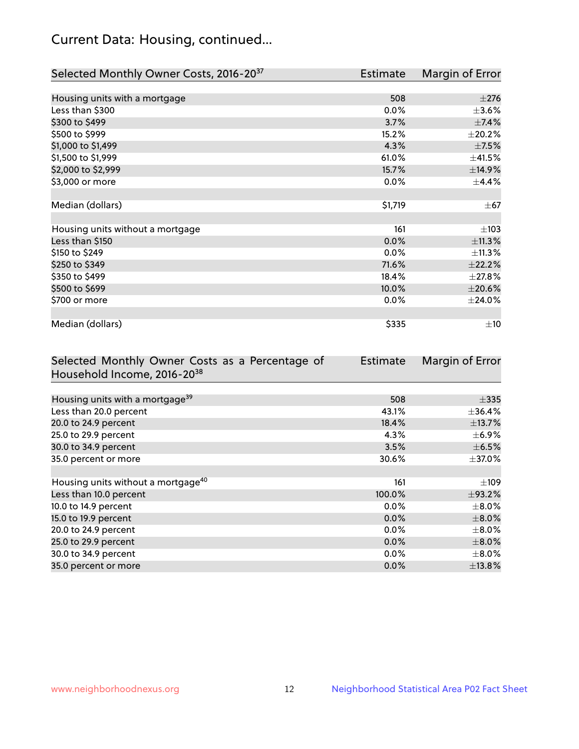## Current Data: Housing, continued...

| Selected Monthly Owner Costs, 2016-20[37] | Estimate | Margin of Error |
|---|---|---|
| Housing units with a mortgage | 508 | ±276 |
| Less than $300 | 0.0% | ±3.6% |
| $300 to $499 | 3.7% | ±7.4% |
| $500 to $999 | 15.2% | ±20.2% |
| $1,000 to $1,499 | 4.3% | ±7.5% |
| $1,500 to $1,999 | 61.0% | ±41.5% |
| $2,000 to $2,999 | 15.7% | ±14.9% |
| $3,000 or more | 0.0% | ±4.4% |
| | | |
| Median (dollars) | $1,719 | ±67 |
| | | |
| Housing units without a mortgage | 161 | ±103 |
| Less than $150 | 0.0% | ±11.3% |
| $150 to $249 | 0.0% | ±11.3% |
| $250 to $349 | 71.6% | ±22.2% |
| $350 to $499 | 18.4% | ±27.8% |
| $500 to $699 | 10.0% | ±20.6% |
| $700 or more | 0.0% | ±24.0% |
| | | |
| Median (dollars) | $335 | ±10 |

| Selected Monthly Owner Costs as a Percentage of Household Income, 2016-20[38] | Estimate | Margin of Error |
|---|---|---|
| Housing units with a mortgage[39] | 508 | ±335 |
| Less than 20.0 percent | 43.1% | ±36.4% |
| 20.0 to 24.9 percent | 18.4% | ±13.7% |
| 25.0 to 29.9 percent | 4.3% | ±6.9% |
| 30.0 to 34.9 percent | 3.5% | ±6.5% |
| 35.0 percent or more | 30.6% | ±37.0% |
| | | |
| Housing units without a mortgage[40] | 161 | ±109 |
| Less than 10.0 percent | 100.0% | ±93.2% |
| 10.0 to 14.9 percent | 0.0% | ±8.0% |
| 15.0 to 19.9 percent | 0.0% | ±8.0% |
| 20.0 to 24.9 percent | 0.0% | ±8.0% |
| 25.0 to 29.9 percent | 0.0% | ±8.0% |
| 30.0 to 34.9 percent | 0.0% | ±8.0% |
| 35.0 percent or more | 0.0% | ±13.8% |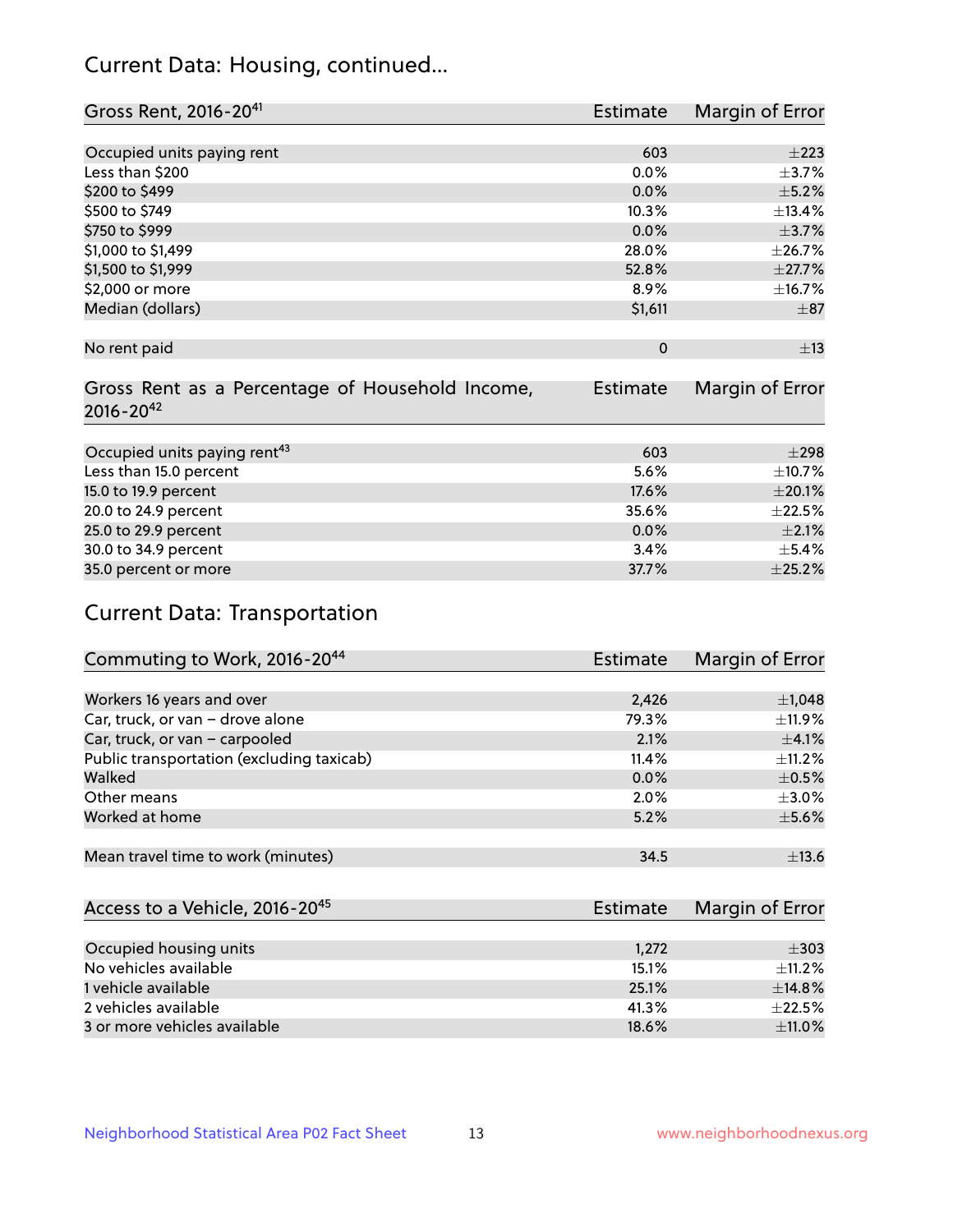## Current Data: Housing, continued...

| Gross Rent, 2016-20[41] | Estimate | Margin of Error |
|---|---|---|
| Occupied units paying rent | 603 | ±223 |
| Less than $200 | 0.0% | ±3.7% |
| $200 to $499 | 0.0% | ±5.2% |
| $500 to $749 | 10.3% | ±13.4% |
| $750 to $999 | 0.0% | ±3.7% |
| $1,000 to $1,499 | 28.0% | ±26.7% |
| $1,500 to $1,999 | 52.8% | ±27.7% |
| $2,000 or more | 8.9% | ±16.7% |
| Median (dollars) | $1,611 | ±87 |
| No rent paid | 0 | ±13 |

| Gross Rent as a Percentage of Household Income, 2016-20[42] | Estimate | Margin of Error |
|---|---|---|
| Occupied units paying rent[43] | 603 | ±298 |
| Less than 15.0 percent | 5.6% | ±10.7% |
| 15.0 to 19.9 percent | 17.6% | ±20.1% |
| 20.0 to 24.9 percent | 35.6% | ±22.5% |
| 25.0 to 29.9 percent | 0.0% | ±2.1% |
| 30.0 to 34.9 percent | 3.4% | ±5.4% |
| 35.0 percent or more | 37.7% | ±25.2% |

## Current Data: Transportation

| Commuting to Work, 2016-20[44] | Estimate | Margin of Error |
|---|---|---|
| Workers 16 years and over | 2,426 | ±1,048 |
| Car, truck, or van – drove alone | 79.3% | ±11.9% |
| Car, truck, or van – carpooled | 2.1% | ±4.1% |
| Public transportation (excluding taxicab) | 11.4% | ±11.2% |
| Walked | 0.0% | ±0.5% |
| Other means | 2.0% | ±3.0% |
| Worked at home | 5.2% | ±5.6% |
| Mean travel time to work (minutes) | 34.5 | ±13.6 |

| Access to a Vehicle, 2016-20[45] | Estimate | Margin of Error |
|---|---|---|
| Occupied housing units | 1,272 | ±303 |
| No vehicles available | 15.1% | ±11.2% |
| 1 vehicle available | 25.1% | ±14.8% |
| 2 vehicles available | 41.3% | ±22.5% |
| 3 or more vehicles available | 18.6% | ±11.0% |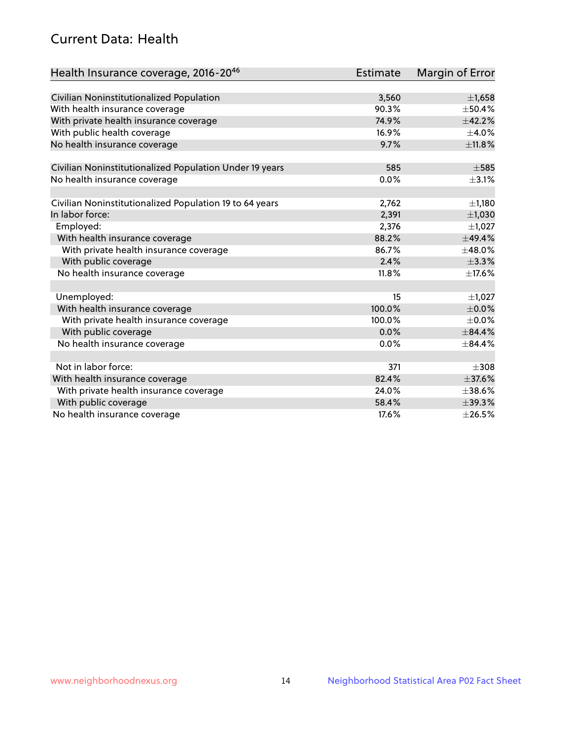## Current Data: Health

| Health Insurance coverage, 2016-20[46] | Estimate | Margin of Error |
|---|---|---|
| Civilian Noninstitutionalized Population | 3,560 | ±1,658 |
| With health insurance coverage | 90.3% | ±50.4% |
| With private health insurance coverage | 74.9% | ±42.2% |
| With public health coverage | 16.9% | ±4.0% |
| No health insurance coverage | 9.7% | ±11.8% |
| | | |
| Civilian Noninstitutionalized Population Under 19 years | 585 | ±585 |
| No health insurance coverage | 0.0% | ±3.1% |
| | | |
| Civilian Noninstitutionalized Population 19 to 64 years | 2,762 | ±1,180 |
| In labor force: | 2,391 | ±1,030 |
| Employed: | 2,376 | ±1,027 |
| With health insurance coverage | 88.2% | ±49.4% |
| With private health insurance coverage | 86.7% | ±48.0% |
| With public coverage | 2.4% | ±3.3% |
| No health insurance coverage | 11.8% | ±17.6% |
| | | |
| Unemployed: | 15 | ±1,027 |
| With health insurance coverage | 100.0% | ±0.0% |
| With private health insurance coverage | 100.0% | ±0.0% |
| With public coverage | 0.0% | ±84.4% |
| No health insurance coverage | 0.0% | ±84.4% |
| | | |
| Not in labor force: | 371 | ±308 |
| With health insurance coverage | 82.4% | ±37.6% |
| With private health insurance coverage | 24.0% | ±38.6% |
| With public coverage | 58.4% | ±39.3% |
| No health insurance coverage | 17.6% | ±26.5% |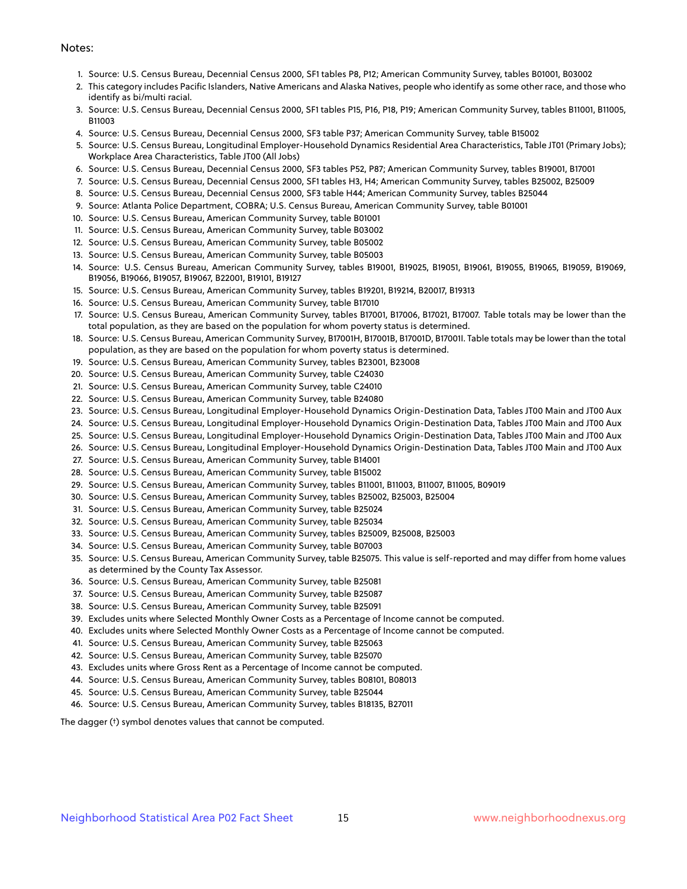Notes:

1. Source: U.S. Census Bureau, Decennial Census 2000, SF1 tables P8, P12; American Community Survey, tables B01001, B03002
2. This category includes Pacific Islanders, Native Americans and Alaska Natives, people who identify as some other race, and those who identify as bi/multi racial.
3. Source: U.S. Census Bureau, Decennial Census 2000, SF1 tables P15, P16, P18, P19; American Community Survey, tables B11001, B11005, B11003
4. Source: U.S. Census Bureau, Decennial Census 2000, SF3 table P37; American Community Survey, table B15002
5. Source: U.S. Census Bureau, Longitudinal Employer-Household Dynamics Residential Area Characteristics, Table JT01 (Primary Jobs); Workplace Area Characteristics, Table JT00 (All Jobs)
6. Source: U.S. Census Bureau, Decennial Census 2000, SF3 tables P52, P87; American Community Survey, tables B19001, B17001
7. Source: U.S. Census Bureau, Decennial Census 2000, SF1 tables H3, H4; American Community Survey, tables B25002, B25009
8. Source: U.S. Census Bureau, Decennial Census 2000, SF3 table H44; American Community Survey, tables B25044
9. Source: Atlanta Police Department, COBRA; U.S. Census Bureau, American Community Survey, table B01001
10. Source: U.S. Census Bureau, American Community Survey, table B01001
11. Source: U.S. Census Bureau, American Community Survey, table B03002
12. Source: U.S. Census Bureau, American Community Survey, table B05002
13. Source: U.S. Census Bureau, American Community Survey, table B05003
14. Source: U.S. Census Bureau, American Community Survey, tables B19001, B19025, B19051, B19061, B19055, B19065, B19059, B19069, B19056, B19066, B19057, B19067, B22001, B19101, B19127
15. Source: U.S. Census Bureau, American Community Survey, tables B19201, B19214, B20017, B19313
16. Source: U.S. Census Bureau, American Community Survey, table B17010
17. Source: U.S. Census Bureau, American Community Survey, tables B17001, B17006, B17021, B17007. Table totals may be lower than the total population, as they are based on the population for whom poverty status is determined.
18. Source: U.S. Census Bureau, American Community Survey, B17001H, B17001B, B17001D, B17001I. Table totals may be lower than the total population, as they are based on the population for whom poverty status is determined.
19. Source: U.S. Census Bureau, American Community Survey, tables B23001, B23008
20. Source: U.S. Census Bureau, American Community Survey, table C24030
21. Source: U.S. Census Bureau, American Community Survey, table C24010
22. Source: U.S. Census Bureau, American Community Survey, table B24080
23. Source: U.S. Census Bureau, Longitudinal Employer-Household Dynamics Origin-Destination Data, Tables JT00 Main and JT00 Aux
24. Source: U.S. Census Bureau, Longitudinal Employer-Household Dynamics Origin-Destination Data, Tables JT00 Main and JT00 Aux
25. Source: U.S. Census Bureau, Longitudinal Employer-Household Dynamics Origin-Destination Data, Tables JT00 Main and JT00 Aux
26. Source: U.S. Census Bureau, Longitudinal Employer-Household Dynamics Origin-Destination Data, Tables JT00 Main and JT00 Aux
27. Source: U.S. Census Bureau, American Community Survey, table B14001
28. Source: U.S. Census Bureau, American Community Survey, table B15002
29. Source: U.S. Census Bureau, American Community Survey, tables B11001, B11003, B11007, B11005, B09019
30. Source: U.S. Census Bureau, American Community Survey, tables B25002, B25003, B25004
31. Source: U.S. Census Bureau, American Community Survey, table B25024
32. Source: U.S. Census Bureau, American Community Survey, table B25034
33. Source: U.S. Census Bureau, American Community Survey, tables B25009, B25008, B25003
34. Source: U.S. Census Bureau, American Community Survey, table B07003
35. Source: U.S. Census Bureau, American Community Survey, table B25075. This value is self-reported and may differ from home values as determined by the County Tax Assessor.
36. Source: U.S. Census Bureau, American Community Survey, table B25081
37. Source: U.S. Census Bureau, American Community Survey, table B25087
38. Source: U.S. Census Bureau, American Community Survey, table B25091
39. Excludes units where Selected Monthly Owner Costs as a Percentage of Income cannot be computed.
40. Excludes units where Selected Monthly Owner Costs as a Percentage of Income cannot be computed.
41. Source: U.S. Census Bureau, American Community Survey, table B25063
42. Source: U.S. Census Bureau, American Community Survey, table B25070
43. Excludes units where Gross Rent as a Percentage of Income cannot be computed.
44. Source: U.S. Census Bureau, American Community Survey, tables B08101, B08013
45. Source: U.S. Census Bureau, American Community Survey, table B25044
46. Source: U.S. Census Bureau, American Community Survey, tables B18135, B27011

The dagger (†) symbol denotes values that cannot be computed.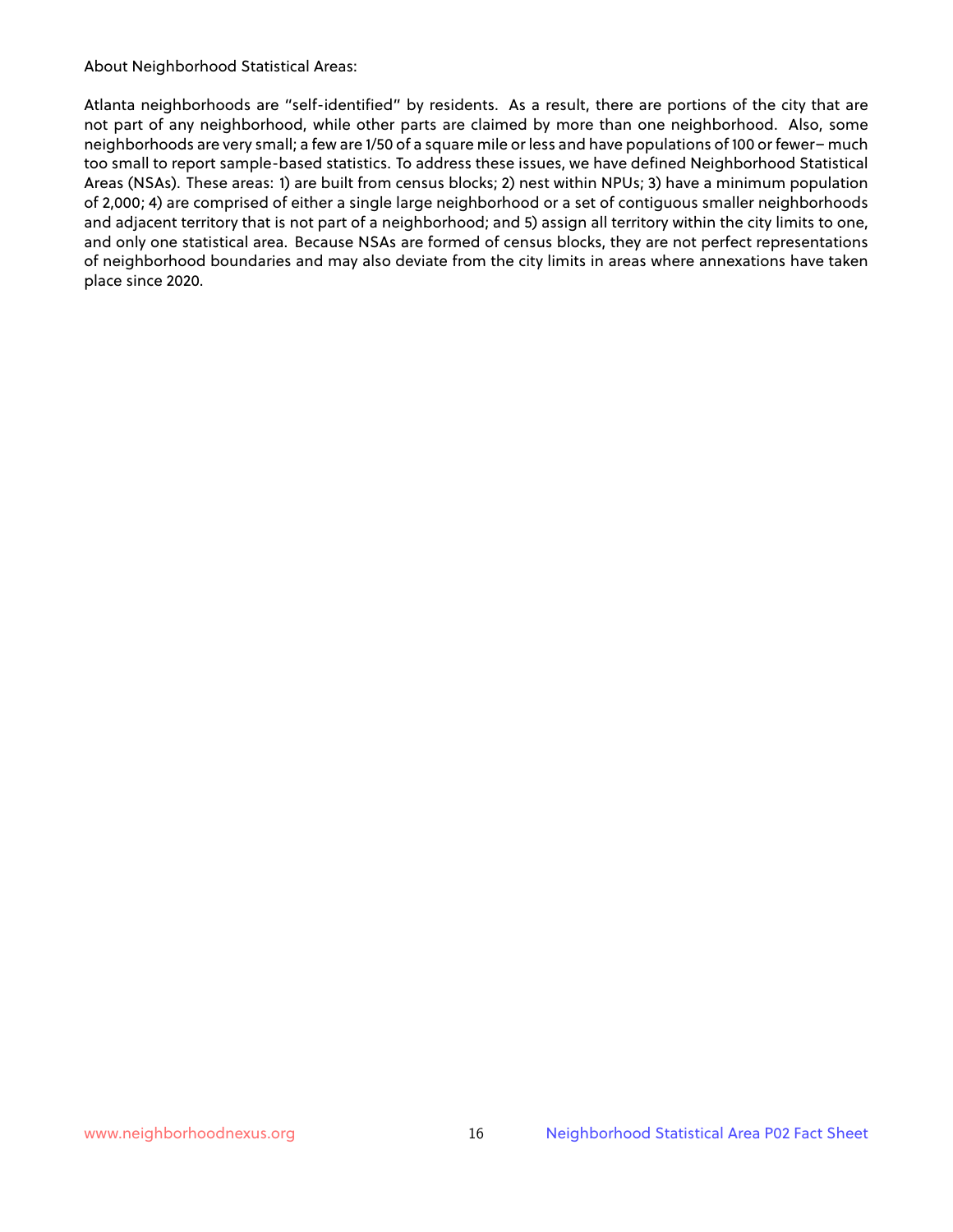About Neighborhood Statistical Areas:

Atlanta neighborhoods are "self-identified" by residents. As a result, there are portions of the city that are not part of any neighborhood, while other parts are claimed by more than one neighborhood. Also, some neighborhoods are very small; a few are 1/50 of a square mile or less and have populations of 100 or fewer– much too small to report sample-based statistics. To address these issues, we have defined Neighborhood Statistical Areas (NSAs). These areas: 1) are built from census blocks; 2) nest within NPUs; 3) have a minimum population of 2,000; 4) are comprised of either a single large neighborhood or a set of contiguous smaller neighborhoods and adjacent territory that is not part of a neighborhood; and 5) assign all territory within the city limits to one, and only one statistical area. Because NSAs are formed of census blocks, they are not perfect representations of neighborhood boundaries and may also deviate from the city limits in areas where annexations have taken place since 2020.